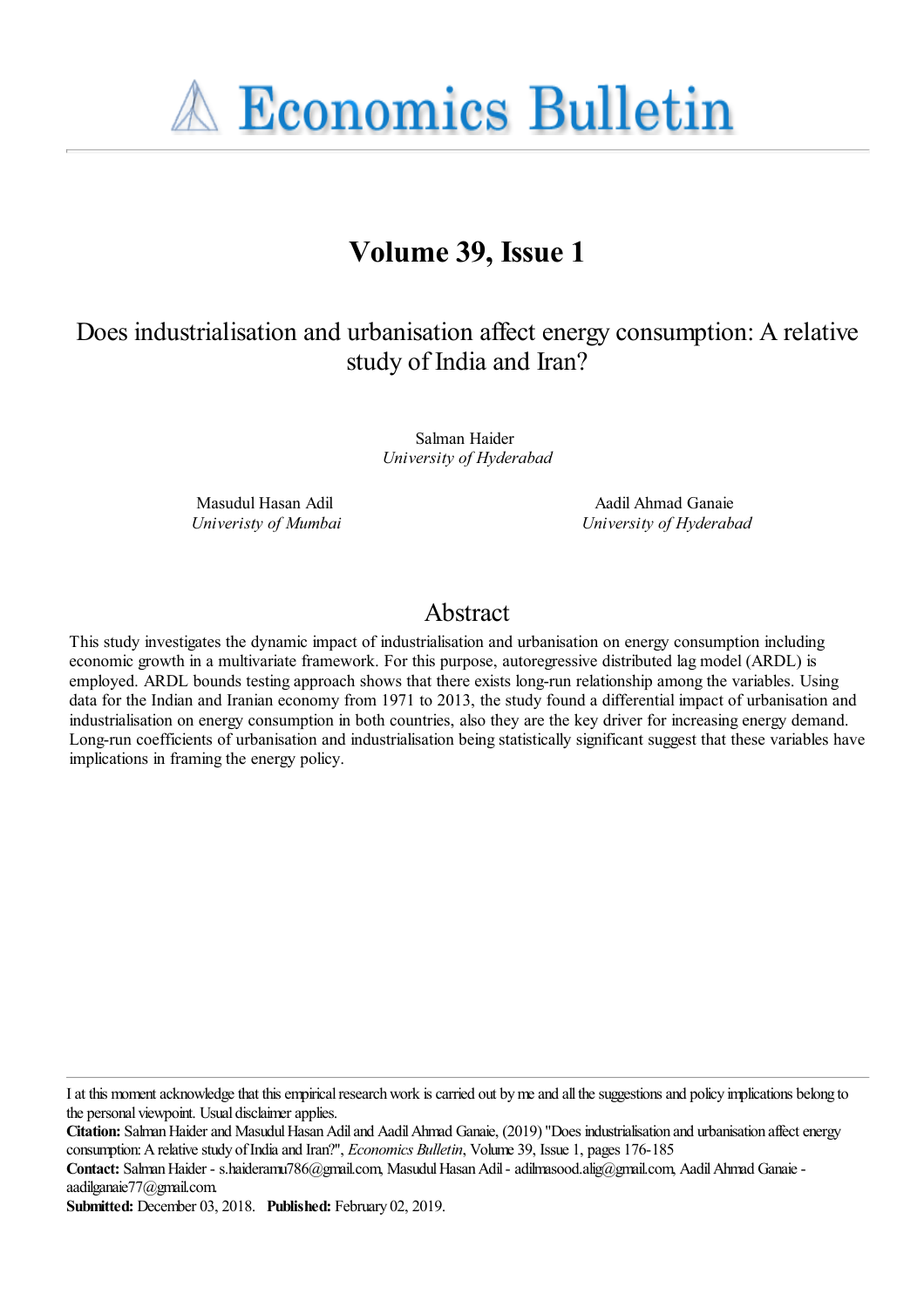# Economics Bulletin

## Volume 39, Issue 1

### Does industrialisation and urbanisation affect energy consumption: A relative study of India and Iran?

Salman Haider
*University of Hyderabad*

Masudul Hasan Adil
*Univeristy of Mumbai*

Aadil Ahmad Ganaie
*University of Hyderabad*

## Abstract

This study investigates the dynamic impact of industrialisation and urbanisation on energy consumption including economic growth in a multivariate framework. For this purpose, autoregressive distributed lag model (ARDL) is employed. ARDL bounds testing approach shows that there exists long-run relationship among the variables. Using data for the Indian and Iranian economy from 1971 to 2013, the study found a differential impact of urbanisation and industrialisation on energy consumption in both countries, also they are the key driver for increasing energy demand. Long-run coefficients of urbanisation and industrialisation being statistically significant suggest that these variables have implications in framing the energy policy.

---

I at this moment acknowledge that this empirical research work is carried out by me and all the suggestions and policy implications belong to the personal viewpoint. Usual disclaimer applies.

**Citation:** Salman Haider and Masudul Hasan Adil and Aadil Ahmad Ganaie, (2019) "Does industrialisation and urbanisation affect energy consumption: A relative study of India and Iran?", *Economics Bulletin*, Volume 39, Issue 1, pages 176-185

**Contact:** Salman Haider - s.haideramu786@gmail.com, Masudul Hasan Adil - adilmasood.alig@gmail.com, Aadil Ahmad Ganaie - aadilganaie77@gmail.com.

**Submitted:** December 03, 2018. **Published:** February 02, 2019.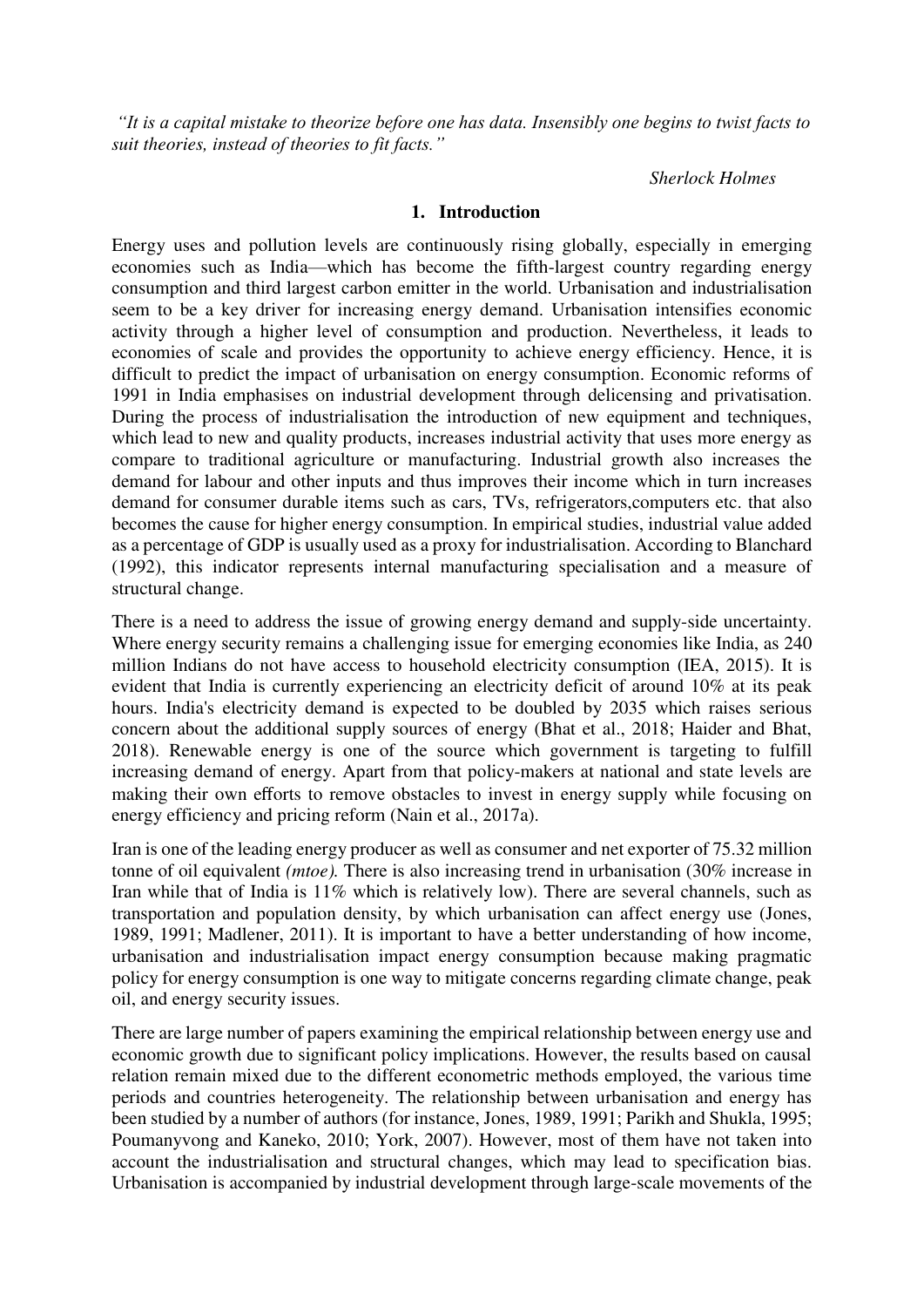*"It is a capital mistake to theorize before one has data. Insensibly one begins to twist facts to suit theories, instead of theories to fit facts."*

*Sherlock Holmes*

## 1. Introduction

Energy uses and pollution levels are continuously rising globally, especially in emerging economies such as India—which has become the fifth-largest country regarding energy consumption and third largest carbon emitter in the world. Urbanisation and industrialisation seem to be a key driver for increasing energy demand. Urbanisation intensifies economic activity through a higher level of consumption and production. Nevertheless, it leads to economies of scale and provides the opportunity to achieve energy efficiency. Hence, it is difficult to predict the impact of urbanisation on energy consumption. Economic reforms of 1991 in India emphasises on industrial development through delicensing and privatisation. During the process of industrialisation the introduction of new equipment and techniques, which lead to new and quality products, increases industrial activity that uses more energy as compare to traditional agriculture or manufacturing. Industrial growth also increases the demand for labour and other inputs and thus improves their income which in turn increases demand for consumer durable items such as cars, TVs, refrigerators,computers etc. that also becomes the cause for higher energy consumption. In empirical studies, industrial value added as a percentage of GDP is usually used as a proxy for industrialisation. According to Blanchard (1992), this indicator represents internal manufacturing specialisation and a measure of structural change.

There is a need to address the issue of growing energy demand and supply-side uncertainty. Where energy security remains a challenging issue for emerging economies like India, as 240 million Indians do not have access to household electricity consumption (IEA, 2015). It is evident that India is currently experiencing an electricity deficit of around 10% at its peak hours. India's electricity demand is expected to be doubled by 2035 which raises serious concern about the additional supply sources of energy (Bhat et al., 2018; Haider and Bhat, 2018). Renewable energy is one of the source which government is targeting to fulfill increasing demand of energy. Apart from that policy-makers at national and state levels are making their own efforts to remove obstacles to invest in energy supply while focusing on energy efficiency and pricing reform (Nain et al., 2017a).

Iran is one of the leading energy producer as well as consumer and net exporter of 75.32 million tonne of oil equivalent *(mtoe)*. There is also increasing trend in urbanisation (30% increase in Iran while that of India is 11% which is relatively low). There are several channels, such as transportation and population density, by which urbanisation can affect energy use (Jones, 1989, 1991; Madlener, 2011). It is important to have a better understanding of how income, urbanisation and industrialisation impact energy consumption because making pragmatic policy for energy consumption is one way to mitigate concerns regarding climate change, peak oil, and energy security issues.

There are large number of papers examining the empirical relationship between energy use and economic growth due to significant policy implications. However, the results based on causal relation remain mixed due to the different econometric methods employed, the various time periods and countries heterogeneity. The relationship between urbanisation and energy has been studied by a number of authors (for instance, Jones, 1989, 1991; Parikh and Shukla, 1995; Poumanyvong and Kaneko, 2010; York, 2007). However, most of them have not taken into account the industrialisation and structural changes, which may lead to specification bias. Urbanisation is accompanied by industrial development through large-scale movements of the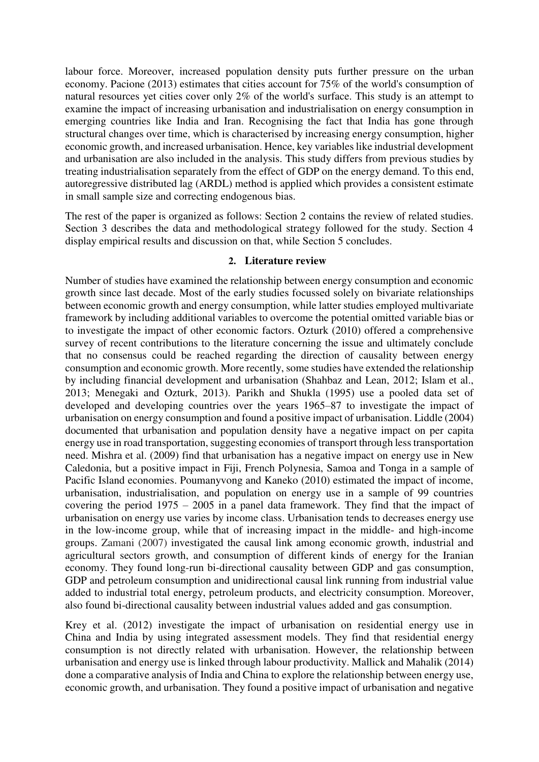labour force. Moreover, increased population density puts further pressure on the urban economy. Pacione (2013) estimates that cities account for 75% of the world's consumption of natural resources yet cities cover only 2% of the world's surface. This study is an attempt to examine the impact of increasing urbanisation and industrialisation on energy consumption in emerging countries like India and Iran. Recognising the fact that India has gone through structural changes over time, which is characterised by increasing energy consumption, higher economic growth, and increased urbanisation. Hence, key variables like industrial development and urbanisation are also included in the analysis. This study differs from previous studies by treating industrialisation separately from the effect of GDP on the energy demand. To this end, autoregressive distributed lag (ARDL) method is applied which provides a consistent estimate in small sample size and correcting endogenous bias.

The rest of the paper is organized as follows: Section 2 contains the review of related studies. Section 3 describes the data and methodological strategy followed for the study. Section 4 display empirical results and discussion on that, while Section 5 concludes.

## 2. Literature review

Number of studies have examined the relationship between energy consumption and economic growth since last decade. Most of the early studies focussed solely on bivariate relationships between economic growth and energy consumption, while latter studies employed multivariate framework by including additional variables to overcome the potential omitted variable bias or to investigate the impact of other economic factors. Ozturk (2010) offered a comprehensive survey of recent contributions to the literature concerning the issue and ultimately conclude that no consensus could be reached regarding the direction of causality between energy consumption and economic growth. More recently, some studies have extended the relationship by including financial development and urbanisation (Shahbaz and Lean, 2012; Islam et al., 2013; Menegaki and Ozturk, 2013). Parikh and Shukla (1995) use a pooled data set of developed and developing countries over the years 1965–87 to investigate the impact of urbanisation on energy consumption and found a positive impact of urbanisation. Liddle (2004) documented that urbanisation and population density have a negative impact on per capita energy use in road transportation, suggesting economies of transport through less transportation need. Mishra et al. (2009) find that urbanisation has a negative impact on energy use in New Caledonia, but a positive impact in Fiji, French Polynesia, Samoa and Tonga in a sample of Pacific Island economies. Poumanyvong and Kaneko (2010) estimated the impact of income, urbanisation, industrialisation, and population on energy use in a sample of 99 countries covering the period 1975 – 2005 in a panel data framework. They find that the impact of urbanisation on energy use varies by income class. Urbanisation tends to decreases energy use in the low-income group, while that of increasing impact in the middle- and high-income groups. Zamani (2007) investigated the causal link among economic growth, industrial and agricultural sectors growth, and consumption of different kinds of energy for the Iranian economy. They found long-run bi-directional causality between GDP and gas consumption, GDP and petroleum consumption and unidirectional causal link running from industrial value added to industrial total energy, petroleum products, and electricity consumption. Moreover, also found bi-directional causality between industrial values added and gas consumption.

Krey et al. (2012) investigate the impact of urbanisation on residential energy use in China and India by using integrated assessment models. They find that residential energy consumption is not directly related with urbanisation. However, the relationship between urbanisation and energy use is linked through labour productivity. Mallick and Mahalik (2014) done a comparative analysis of India and China to explore the relationship between energy use, economic growth, and urbanisation. They found a positive impact of urbanisation and negative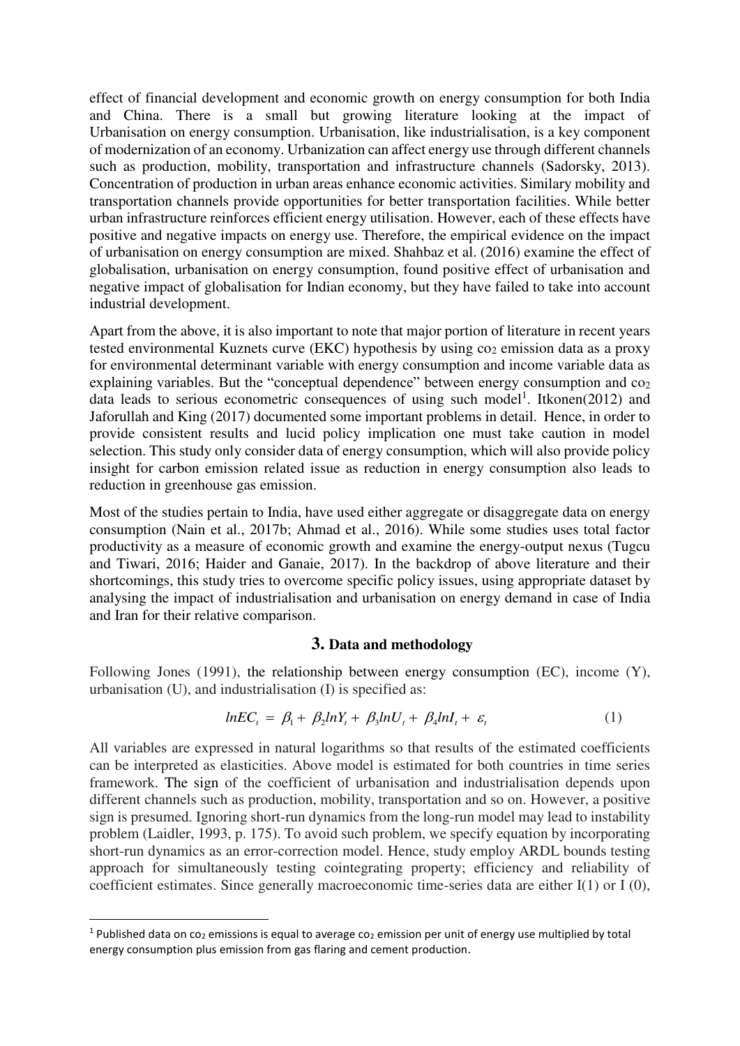effect of financial development and economic growth on energy consumption for both India and China. There is a small but growing literature looking at the impact of Urbanisation on energy consumption. Urbanisation, like industrialisation, is a key component of modernization of an economy. Urbanization can affect energy use through different channels such as production, mobility, transportation and infrastructure channels (Sadorsky, 2013). Concentration of production in urban areas enhance economic activities. Similary mobility and transportation channels provide opportunities for better transportation facilities. While better urban infrastructure reinforces efficient energy utilisation. However, each of these effects have positive and negative impacts on energy use. Therefore, the empirical evidence on the impact of urbanisation on energy consumption are mixed. Shahbaz et al. (2016) examine the effect of globalisation, urbanisation on energy consumption, found positive effect of urbanisation and negative impact of globalisation for Indian economy, but they have failed to take into account industrial development.

Apart from the above, it is also important to note that major portion of literature in recent years tested environmental Kuznets curve (EKC) hypothesis by using $co_2$ emission data as a proxy for environmental determinant variable with energy consumption and income variable data as explaining variables. But the "conceptual dependence" between energy consumption and $co_2$ data leads to serious econometric consequences of using such model[1]. Itkonen(2012) and Jaforullah and King (2017) documented some important problems in detail. Hence, in order to provide consistent results and lucid policy implication one must take caution in model selection. This study only consider data of energy consumption, which will also provide policy insight for carbon emission related issue as reduction in energy consumption also leads to reduction in greenhouse gas emission.

Most of the studies pertain to India, have used either aggregate or disaggregate data on energy consumption (Nain et al., 2017b; Ahmad et al., 2016). While some studies uses total factor productivity as a measure of economic growth and examine the energy-output nexus (Tugcu and Tiwari, 2016; Haider and Ganaie, 2017). In the backdrop of above literature and their shortcomings, this study tries to overcome specific policy issues, using appropriate dataset by analysing the impact of industrialisation and urbanisation on energy demand in case of India and Iran for their relative comparison.

## 3. Data and methodology

Following Jones (1991), the relationship between energy consumption (EC), income (Y), urbanisation (U), and industrialisation (I) is specified as:

$$lnEC_t = \beta_1 + \beta_2 lnY_t + \beta_3 lnU_t + \beta_4 lnI_t + \varepsilon_t \quad (1)$$

All variables are expressed in natural logarithms so that results of the estimated coefficients can be interpreted as elasticities. Above model is estimated for both countries in time series framework. The sign of the coefficient of urbanisation and industrialisation depends upon different channels such as production, mobility, transportation and so on. However, a positive sign is presumed. Ignoring short-run dynamics from the long-run model may lead to instability problem (Laidler, 1993, p. 175). To avoid such problem, we specify equation by incorporating short-run dynamics as an error-correction model. Hence, study employ ARDL bounds testing approach for simultaneously testing cointegrating property; efficiency and reliability of coefficient estimates. Since generally macroeconomic time-series data are either I(1) or I (0),

[1] Published data on $co_2$ emissions is equal to average $co_2$ emission per unit of energy use multiplied by total energy consumption plus emission from gas flaring and cement production.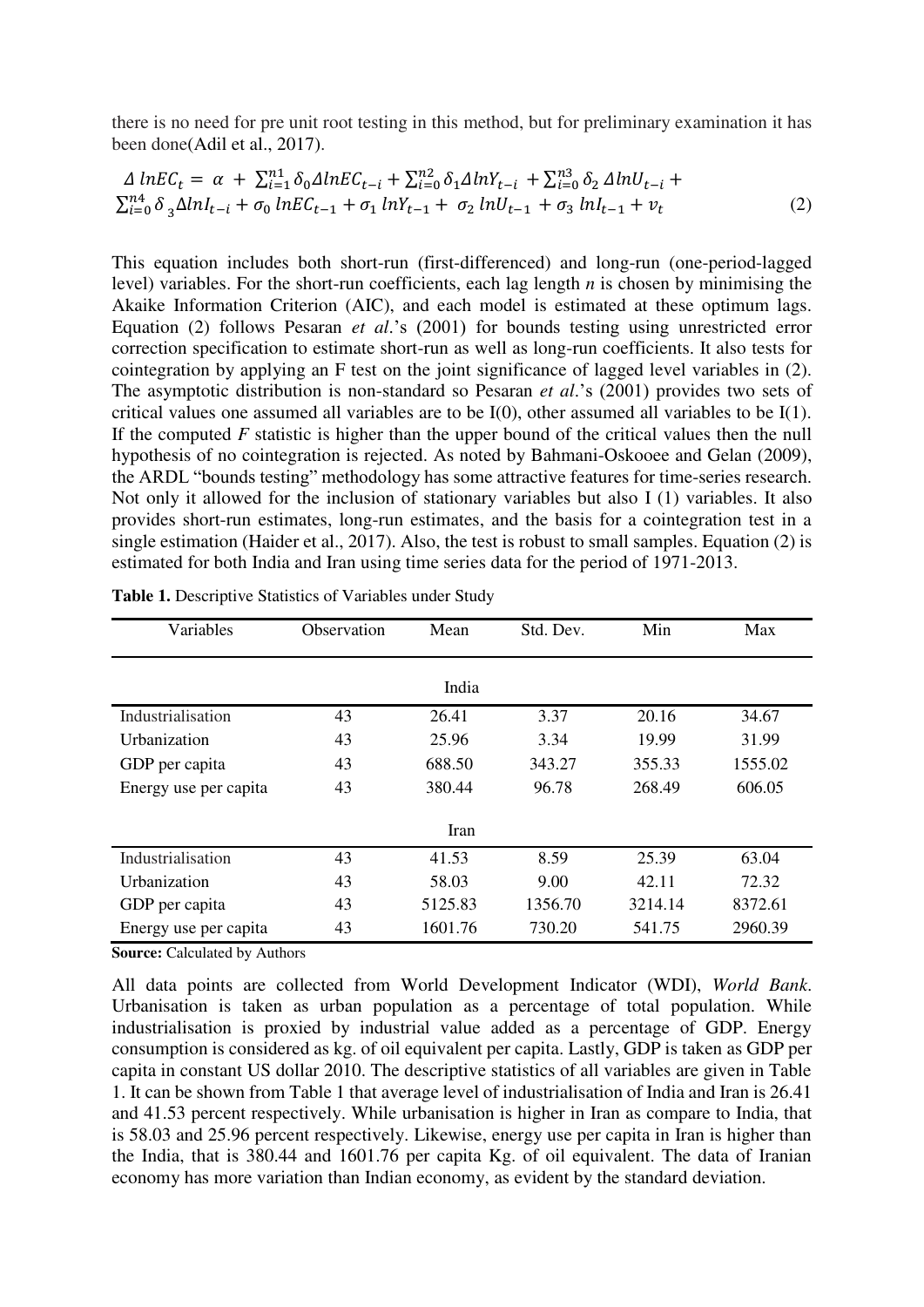there is no need for pre unit root testing in this method, but for preliminary examination it has been done(Adil et al., 2017).

$$\Delta\, lnEC_t = \alpha + \sum_{i=1}^{n1} \delta_0 \Delta lnEC_{t-i} + \sum_{i=0}^{n2} \delta_1 \Delta lnY_{t-i} + \sum_{i=0}^{n3} \delta_2\, \Delta lnU_{t-i} + \sum_{i=0}^{n4} \delta_3 \Delta lnI_{t-i} + \sigma_0\, lnEC_{t-1} + \sigma_1\, lnY_{t-1} + \sigma_2\, lnU_{t-1} + \sigma_3\, lnI_{t-1} + v_t \quad (2)$$

This equation includes both short-run (first-differenced) and long-run (one-period-lagged level) variables. For the short-run coefficients, each lag length *n* is chosen by minimising the Akaike Information Criterion (AIC), and each model is estimated at these optimum lags. Equation (2) follows Pesaran *et al*.'s (2001) for bounds testing using unrestricted error correction specification to estimate short-run as well as long-run coefficients. It also tests for cointegration by applying an F test on the joint significance of lagged level variables in (2). The asymptotic distribution is non-standard so Pesaran *et al*.'s (2001) provides two sets of critical values one assumed all variables are to be I(0), other assumed all variables to be I(1). If the computed *F* statistic is higher than the upper bound of the critical values then the null hypothesis of no cointegration is rejected. As noted by Bahmani-Oskooee and Gelan (2009), the ARDL "bounds testing" methodology has some attractive features for time-series research. Not only it allowed for the inclusion of stationary variables but also I (1) variables. It also provides short-run estimates, long-run estimates, and the basis for a cointegration test in a single estimation (Haider et al., 2017). Also, the test is robust to small samples. Equation (2) is estimated for both India and Iran using time series data for the period of 1971-2013.

**Table 1.** Descriptive Statistics of Variables under Study

| Variables | Observation | Mean | Std. Dev. | Min | Max |
|---|---|---|---|---|---|
| | | India | | | |
| Industrialisation | 43 | 26.41 | 3.37 | 20.16 | 34.67 |
| Urbanization | 43 | 25.96 | 3.34 | 19.99 | 31.99 |
| GDP per capita | 43 | 688.50 | 343.27 | 355.33 | 1555.02 |
| Energy use per capita | 43 | 380.44 | 96.78 | 268.49 | 606.05 |
| | | Iran | | | |
| Industrialisation | 43 | 41.53 | 8.59 | 25.39 | 63.04 |
| Urbanization | 43 | 58.03 | 9.00 | 42.11 | 72.32 |
| GDP per capita | 43 | 5125.83 | 1356.70 | 3214.14 | 8372.61 |
| Energy use per capita | 43 | 1601.76 | 730.20 | 541.75 | 2960.39 |

**Source:** Calculated by Authors

All data points are collected from World Development Indicator (WDI), *World Bank*. Urbanisation is taken as urban population as a percentage of total population. While industrialisation is proxied by industrial value added as a percentage of GDP. Energy consumption is considered as kg. of oil equivalent per capita. Lastly, GDP is taken as GDP per capita in constant US dollar 2010. The descriptive statistics of all variables are given in Table 1. It can be shown from Table 1 that average level of industrialisation of India and Iran is 26.41 and 41.53 percent respectively. While urbanisation is higher in Iran as compare to India, that is 58.03 and 25.96 percent respectively. Likewise, energy use per capita in Iran is higher than the India, that is 380.44 and 1601.76 per capita Kg. of oil equivalent. The data of Iranian economy has more variation than Indian economy, as evident by the standard deviation.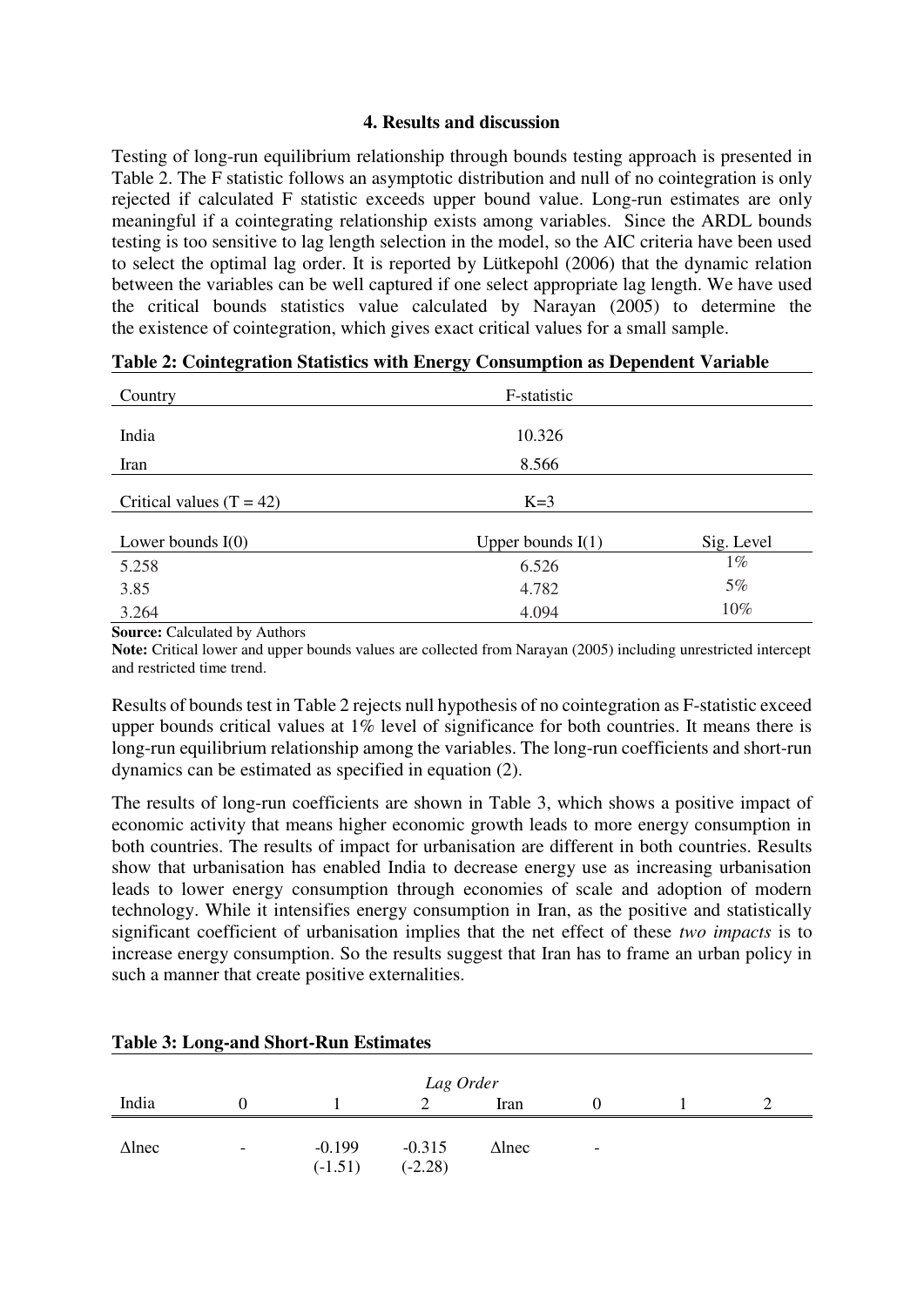### 4. Results and discussion

Testing of long-run equilibrium relationship through bounds testing approach is presented in Table 2. The F statistic follows an asymptotic distribution and null of no cointegration is only rejected if calculated F statistic exceeds upper bound value. Long-run estimates are only meaningful if a cointegrating relationship exists among variables. Since the ARDL bounds testing is too sensitive to lag length selection in the model, so the AIC criteria have been used to select the optimal lag order. It is reported by Lütkepohl (2006) that the dynamic relation between the variables can be well captured if one select appropriate lag length. We have used the critical bounds statistics value calculated by Narayan (2005) to determine the the existence of cointegration, which gives exact critical values for a small sample.

**Table 2: Cointegration Statistics with Energy Consumption as Dependent Variable**

| Country | F-statistic | |
|---|---|---|
| India | 10.326 | |
| Iran | 8.566 | |
| Critical values (T = 42) | K=3 | |
| Lower bounds I(0) | Upper bounds I(1) | Sig. Level |
| 5.258 | 6.526 | 1% |
| 3.85 | 4.782 | 5% |
| 3.264 | 4.094 | 10% |

**Source:** Calculated by Authors

**Note:** Critical lower and upper bounds values are collected from Narayan (2005) including unrestricted intercept and restricted time trend.

Results of bounds test in Table 2 rejects null hypothesis of no cointegration as F-statistic exceed upper bounds critical values at 1% level of significance for both countries. It means there is long-run equilibrium relationship among the variables. The long-run coefficients and short-run dynamics can be estimated as specified in equation (2).

The results of long-run coefficients are shown in Table 3, which shows a positive impact of economic activity that means higher economic growth leads to more energy consumption in both countries. The results of impact for urbanisation are different in both countries. Results show that urbanisation has enabled India to decrease energy use as increasing urbanisation leads to lower energy consumption through economies of scale and adoption of modern technology. While it intensifies energy consumption in Iran, as the positive and statistically significant coefficient of urbanisation implies that the net effect of these *two impacts* is to increase energy consumption. So the results suggest that Iran has to frame an urban policy in such a manner that create positive externalities.

**Table 3: Long-and Short-Run Estimates**

| | | | *Lag Order* | | | | |
|---|---|---|---|---|---|---|---|
| India | 0 | 1 | 2 | Iran | 0 | 1 | 2 |
| Δlnec | - | -0.199 (-1.51) | -0.315 (-2.28) | Δlnec | - | | |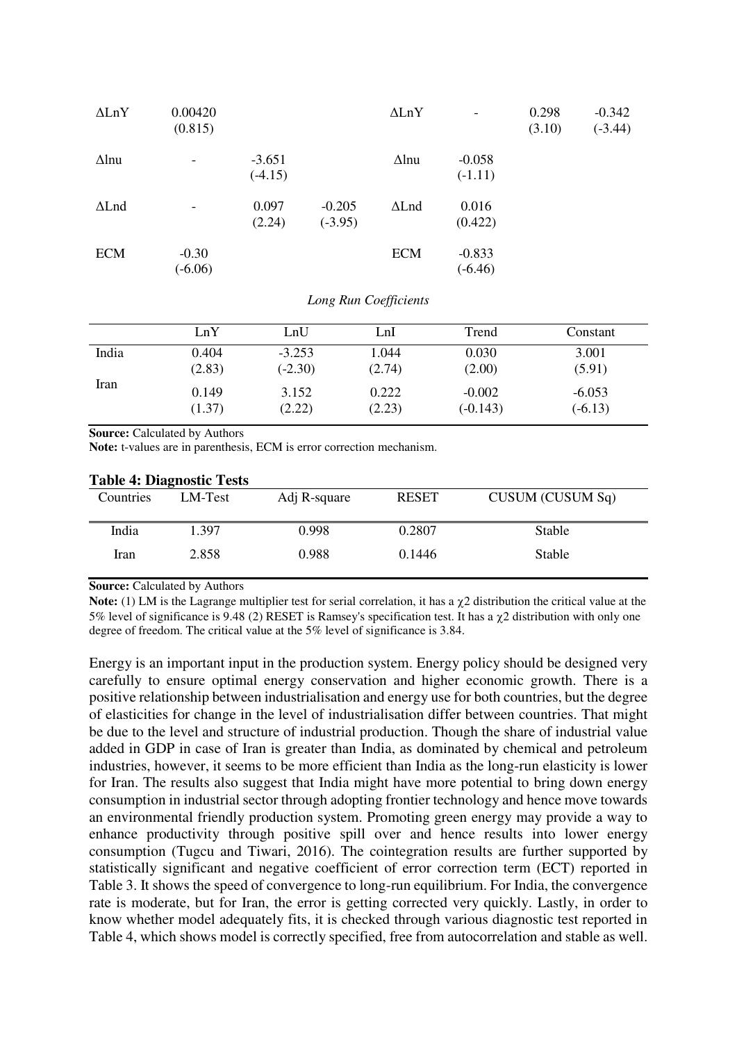| | | | | | | | |
|---|---|---|---|---|---|---|---|
| ΔLnY | 0.00420 (0.815) | | | ΔLnY | - | 0.298 (3.10) | -0.342 (-3.44) |
| Δlnu | - | -3.651 (-4.15) | | Δlnu | -0.058 (-1.11) | | |
| ΔLnd | - | 0.097 (2.24) | -0.205 (-3.95) | ΔLnd | 0.016 (0.422) | | |
| ECM | -0.30 (-6.06) | | | ECM | -0.833 (-6.46) | | |

*Long Run Coefficients*

| | LnY | LnU | LnI | Trend | Constant |
|---|---|---|---|---|---|
| India | 0.404 (2.83) | -3.253 (-2.30) | 1.044 (2.74) | 0.030 (2.00) | 3.001 (5.91) |
| Iran | 0.149 (1.37) | 3.152 (2.22) | 0.222 (2.23) | -0.002 (-0.143) | -6.053 (-6.13) |

**Source:** Calculated by Authors

**Note:** t-values are in parenthesis, ECM is error correction mechanism.

**Table 4: Diagnostic Tests**

| Countries | LM-Test | Adj R-square | RESET | CUSUM (CUSUM Sq) |
|---|---|---|---|---|
| India | 1.397 | 0.998 | 0.2807 | Stable |
| Iran | 2.858 | 0.988 | 0.1446 | Stable |

**Source:** Calculated by Authors

**Note:** (1) LM is the Lagrange multiplier test for serial correlation, it has a $\chi 2$ distribution the critical value at the 5% level of significance is 9.48 (2) RESET is Ramsey's specification test. It has a $\chi 2$ distribution with only one degree of freedom. The critical value at the 5% level of significance is 3.84.

Energy is an important input in the production system. Energy policy should be designed very carefully to ensure optimal energy conservation and higher economic growth. There is a positive relationship between industrialisation and energy use for both countries, but the degree of elasticities for change in the level of industrialisation differ between countries. That might be due to the level and structure of industrial production. Though the share of industrial value added in GDP in case of Iran is greater than India, as dominated by chemical and petroleum industries, however, it seems to be more efficient than India as the long-run elasticity is lower for Iran. The results also suggest that India might have more potential to bring down energy consumption in industrial sector through adopting frontier technology and hence move towards an environmental friendly production system. Promoting green energy may provide a way to enhance productivity through positive spill over and hence results into lower energy consumption (Tugcu and Tiwari, 2016). The cointegration results are further supported by statistically significant and negative coefficient of error correction term (ECT) reported in Table 3. It shows the speed of convergence to long-run equilibrium. For India, the convergence rate is moderate, but for Iran, the error is getting corrected very quickly. Lastly, in order to know whether model adequately fits, it is checked through various diagnostic test reported in Table 4, which shows model is correctly specified, free from autocorrelation and stable as well.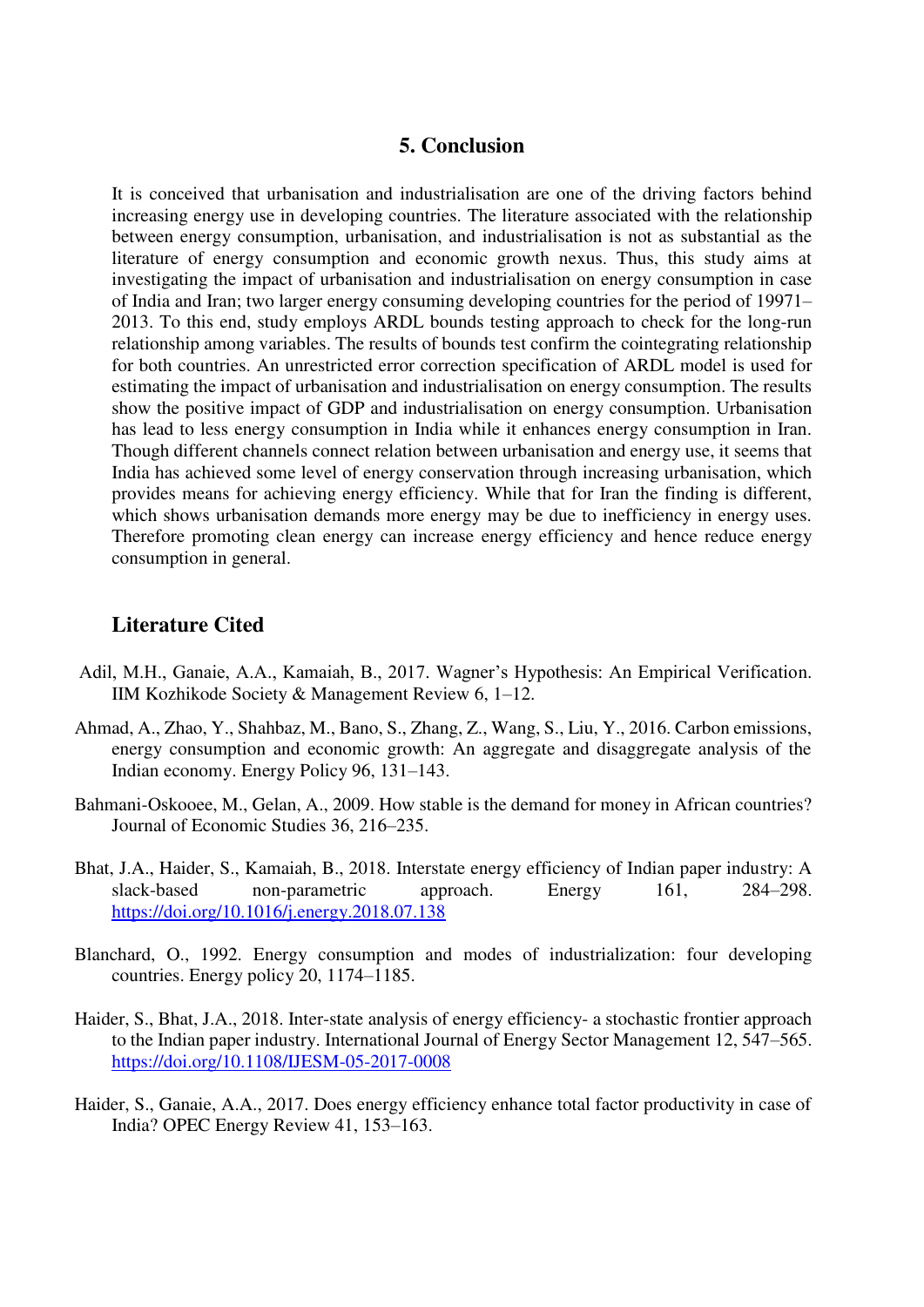## 5. Conclusion

It is conceived that urbanisation and industrialisation are one of the driving factors behind increasing energy use in developing countries. The literature associated with the relationship between energy consumption, urbanisation, and industrialisation is not as substantial as the literature of energy consumption and economic growth nexus. Thus, this study aims at investigating the impact of urbanisation and industrialisation on energy consumption in case of India and Iran; two larger energy consuming developing countries for the period of 19971–2013. To this end, study employs ARDL bounds testing approach to check for the long-run relationship among variables. The results of bounds test confirm the cointegrating relationship for both countries. An unrestricted error correction specification of ARDL model is used for estimating the impact of urbanisation and industrialisation on energy consumption. The results show the positive impact of GDP and industrialisation on energy consumption. Urbanisation has lead to less energy consumption in India while it enhances energy consumption in Iran. Though different channels connect relation between urbanisation and energy use, it seems that India has achieved some level of energy conservation through increasing urbanisation, which provides means for achieving energy efficiency. While that for Iran the finding is different, which shows urbanisation demands more energy may be due to inefficiency in energy uses. Therefore promoting clean energy can increase energy efficiency and hence reduce energy consumption in general.

## Literature Cited

Adil, M.H., Ganaie, A.A., Kamaiah, B., 2017. Wagner's Hypothesis: An Empirical Verification. IIM Kozhikode Society & Management Review 6, 1–12.

Ahmad, A., Zhao, Y., Shahbaz, M., Bano, S., Zhang, Z., Wang, S., Liu, Y., 2016. Carbon emissions, energy consumption and economic growth: An aggregate and disaggregate analysis of the Indian economy. Energy Policy 96, 131–143.

Bahmani-Oskooee, M., Gelan, A., 2009. How stable is the demand for money in African countries? Journal of Economic Studies 36, 216–235.

Bhat, J.A., Haider, S., Kamaiah, B., 2018. Interstate energy efficiency of Indian paper industry: A slack-based non-parametric approach. Energy 161, 284–298. https://doi.org/10.1016/j.energy.2018.07.138

Blanchard, O., 1992. Energy consumption and modes of industrialization: four developing countries. Energy policy 20, 1174–1185.

Haider, S., Bhat, J.A., 2018. Inter-state analysis of energy efficiency- a stochastic frontier approach to the Indian paper industry. International Journal of Energy Sector Management 12, 547–565. https://doi.org/10.1108/IJESM-05-2017-0008

Haider, S., Ganaie, A.A., 2017. Does energy efficiency enhance total factor productivity in case of India? OPEC Energy Review 41, 153–163.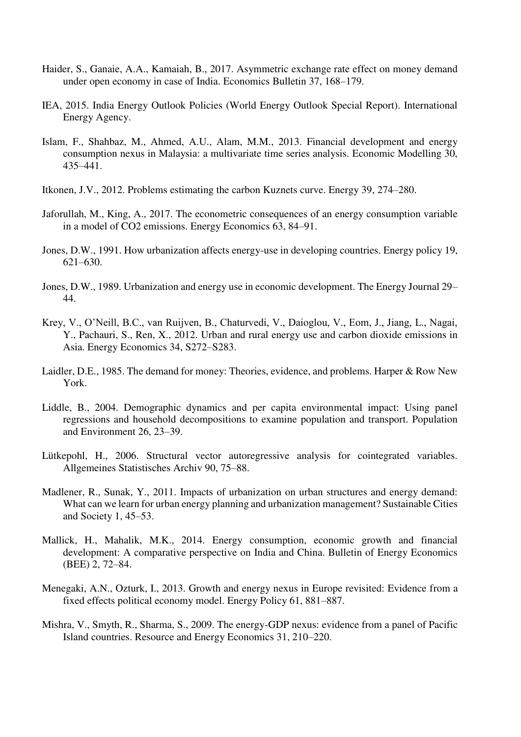Haider, S., Ganaie, A.A., Kamaiah, B., 2017. Asymmetric exchange rate effect on money demand under open economy in case of India. Economics Bulletin 37, 168–179.

IEA, 2015. India Energy Outlook Policies (World Energy Outlook Special Report). International Energy Agency.

Islam, F., Shahbaz, M., Ahmed, A.U., Alam, M.M., 2013. Financial development and energy consumption nexus in Malaysia: a multivariate time series analysis. Economic Modelling 30, 435–441.

Itkonen, J.V., 2012. Problems estimating the carbon Kuznets curve. Energy 39, 274–280.

Jaforullah, M., King, A., 2017. The econometric consequences of an energy consumption variable in a model of CO2 emissions. Energy Economics 63, 84–91.

Jones, D.W., 1991. How urbanization affects energy-use in developing countries. Energy policy 19, 621–630.

Jones, D.W., 1989. Urbanization and energy use in economic development. The Energy Journal 29–44.

Krey, V., O'Neill, B.C., van Ruijven, B., Chaturvedi, V., Daioglou, V., Eom, J., Jiang, L., Nagai, Y., Pachauri, S., Ren, X., 2012. Urban and rural energy use and carbon dioxide emissions in Asia. Energy Economics 34, S272–S283.

Laidler, D.E., 1985. The demand for money: Theories, evidence, and problems. Harper & Row New York.

Liddle, B., 2004. Demographic dynamics and per capita environmental impact: Using panel regressions and household decompositions to examine population and transport. Population and Environment 26, 23–39.

Lütkepohl, H., 2006. Structural vector autoregressive analysis for cointegrated variables. Allgemeines Statistisches Archiv 90, 75–88.

Madlener, R., Sunak, Y., 2011. Impacts of urbanization on urban structures and energy demand: What can we learn for urban energy planning and urbanization management? Sustainable Cities and Society 1, 45–53.

Mallick, H., Mahalik, M.K., 2014. Energy consumption, economic growth and financial development: A comparative perspective on India and China. Bulletin of Energy Economics (BEE) 2, 72–84.

Menegaki, A.N., Ozturk, I., 2013. Growth and energy nexus in Europe revisited: Evidence from a fixed effects political economy model. Energy Policy 61, 881–887.

Mishra, V., Smyth, R., Sharma, S., 2009. The energy-GDP nexus: evidence from a panel of Pacific Island countries. Resource and Energy Economics 31, 210–220.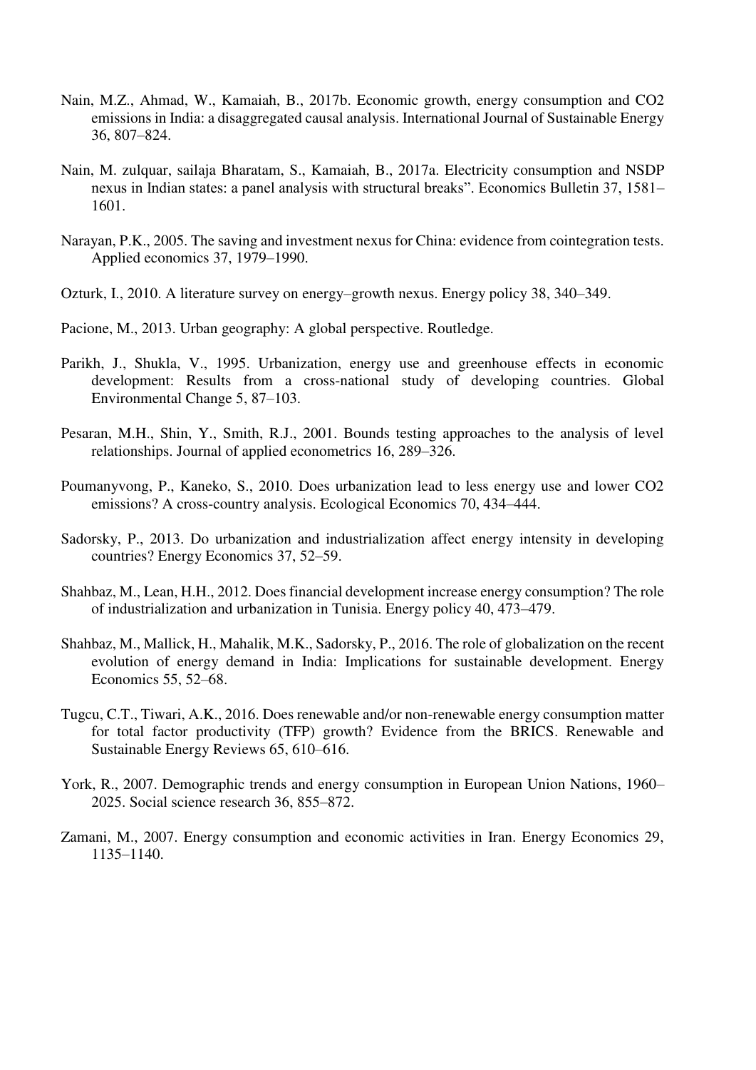Nain, M.Z., Ahmad, W., Kamaiah, B., 2017b. Economic growth, energy consumption and CO2 emissions in India: a disaggregated causal analysis. International Journal of Sustainable Energy 36, 807–824.

Nain, M. zulquar, sailaja Bharatam, S., Kamaiah, B., 2017a. Electricity consumption and NSDP nexus in Indian states: a panel analysis with structural breaks". Economics Bulletin 37, 1581–1601.

Narayan, P.K., 2005. The saving and investment nexus for China: evidence from cointegration tests. Applied economics 37, 1979–1990.

Ozturk, I., 2010. A literature survey on energy–growth nexus. Energy policy 38, 340–349.

Pacione, M., 2013. Urban geography: A global perspective. Routledge.

Parikh, J., Shukla, V., 1995. Urbanization, energy use and greenhouse effects in economic development: Results from a cross-national study of developing countries. Global Environmental Change 5, 87–103.

Pesaran, M.H., Shin, Y., Smith, R.J., 2001. Bounds testing approaches to the analysis of level relationships. Journal of applied econometrics 16, 289–326.

Poumanyvong, P., Kaneko, S., 2010. Does urbanization lead to less energy use and lower CO2 emissions? A cross-country analysis. Ecological Economics 70, 434–444.

Sadorsky, P., 2013. Do urbanization and industrialization affect energy intensity in developing countries? Energy Economics 37, 52–59.

Shahbaz, M., Lean, H.H., 2012. Does financial development increase energy consumption? The role of industrialization and urbanization in Tunisia. Energy policy 40, 473–479.

Shahbaz, M., Mallick, H., Mahalik, M.K., Sadorsky, P., 2016. The role of globalization on the recent evolution of energy demand in India: Implications for sustainable development. Energy Economics 55, 52–68.

Tugcu, C.T., Tiwari, A.K., 2016. Does renewable and/or non-renewable energy consumption matter for total factor productivity (TFP) growth? Evidence from the BRICS. Renewable and Sustainable Energy Reviews 65, 610–616.

York, R., 2007. Demographic trends and energy consumption in European Union Nations, 1960–2025. Social science research 36, 855–872.

Zamani, M., 2007. Energy consumption and economic activities in Iran. Energy Economics 29, 1135–1140.